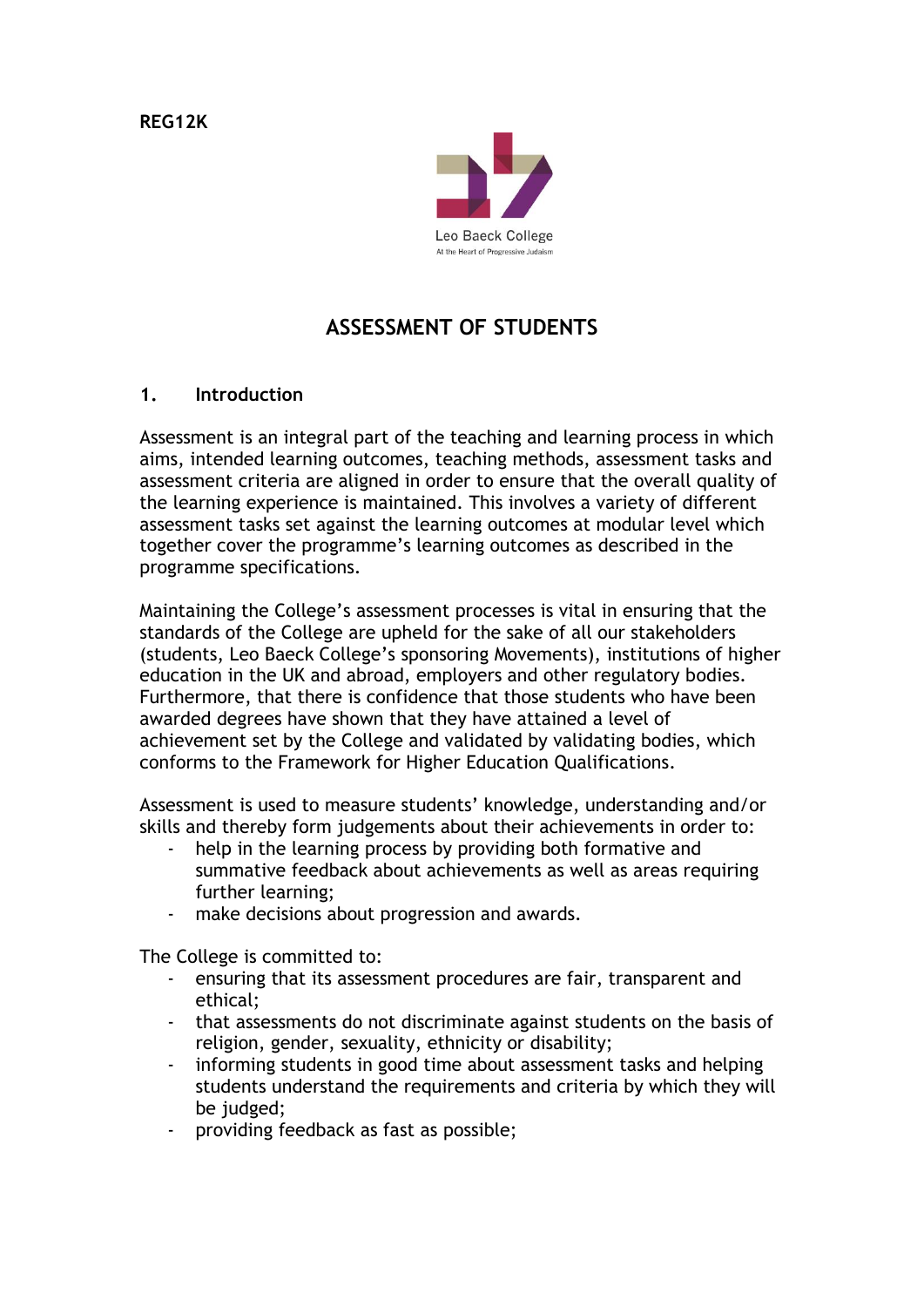REG12K

Leo Baeck College
At the Heart of Progressive Judaism

# ASSESSMENT OF STUDENTS

## 1. Introduction

Assessment is an integral part of the teaching and learning process in which aims, intended learning outcomes, teaching methods, assessment tasks and assessment criteria are aligned in order to ensure that the overall quality of the learning experience is maintained. This involves a variety of different assessment tasks set against the learning outcomes at modular level which together cover the programme's learning outcomes as described in the programme specifications.

Maintaining the College's assessment processes is vital in ensuring that the standards of the College are upheld for the sake of all our stakeholders (students, Leo Baeck College's sponsoring Movements), institutions of higher education in the UK and abroad, employers and other regulatory bodies. Furthermore, that there is confidence that those students who have been awarded degrees have shown that they have attained a level of achievement set by the College and validated by validating bodies, which conforms to the Framework for Higher Education Qualifications.

Assessment is used to measure students' knowledge, understanding and/or skills and thereby form judgements about their achievements in order to:

- help in the learning process by providing both formative and summative feedback about achievements as well as areas requiring further learning;
- make decisions about progression and awards.

The College is committed to:

- ensuring that its assessment procedures are fair, transparent and ethical;
- that assessments do not discriminate against students on the basis of religion, gender, sexuality, ethnicity or disability;
- informing students in good time about assessment tasks and helping students understand the requirements and criteria by which they will be judged;
- providing feedback as fast as possible;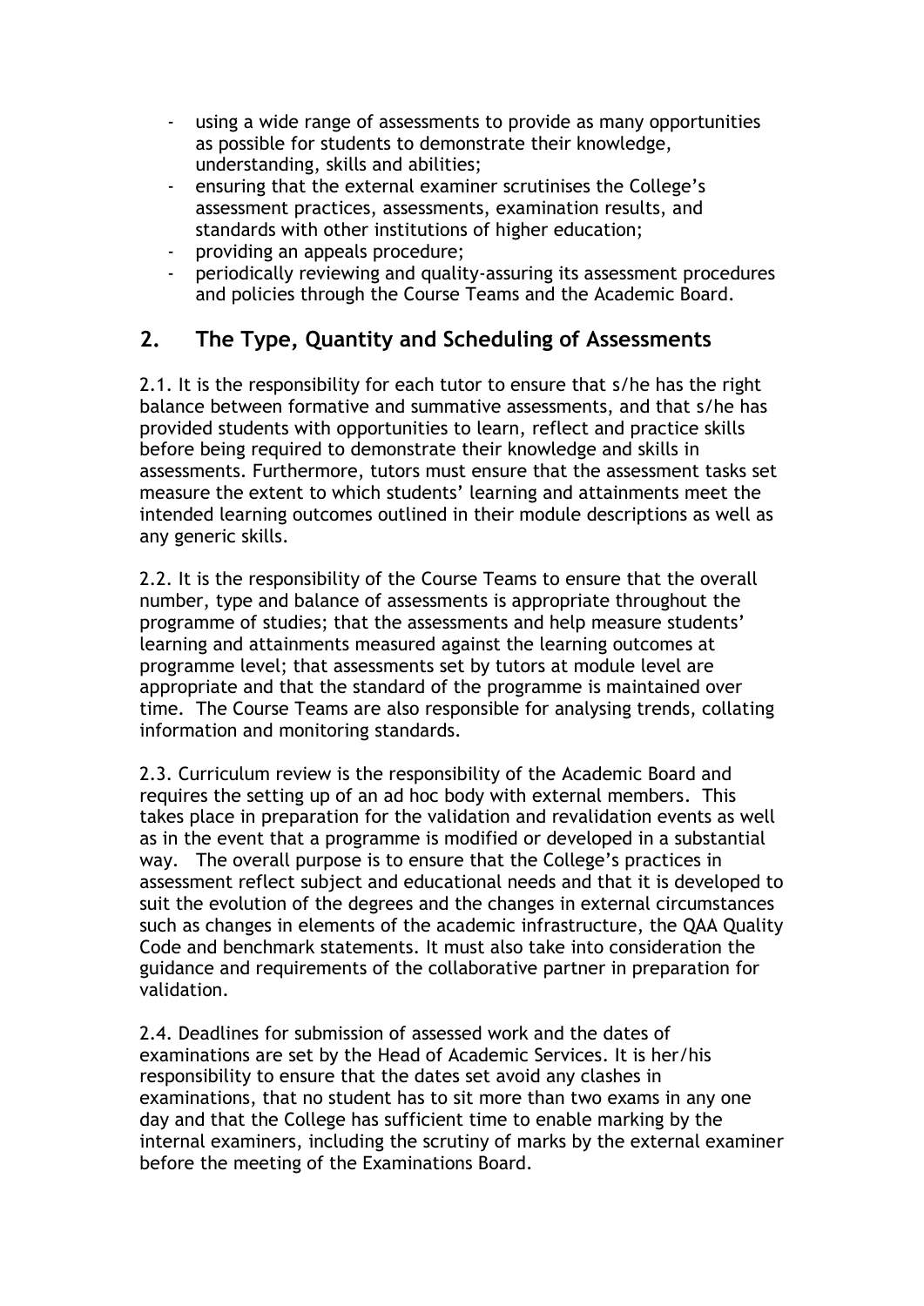- using a wide range of assessments to provide as many opportunities as possible for students to demonstrate their knowledge, understanding, skills and abilities;
- ensuring that the external examiner scrutinises the College's assessment practices, assessments, examination results, and standards with other institutions of higher education;
- providing an appeals procedure;
- periodically reviewing and quality-assuring its assessment procedures and policies through the Course Teams and the Academic Board.

## 2. The Type, Quantity and Scheduling of Assessments

2.1. It is the responsibility for each tutor to ensure that s/he has the right balance between formative and summative assessments, and that s/he has provided students with opportunities to learn, reflect and practice skills before being required to demonstrate their knowledge and skills in assessments. Furthermore, tutors must ensure that the assessment tasks set measure the extent to which students' learning and attainments meet the intended learning outcomes outlined in their module descriptions as well as any generic skills.

2.2. It is the responsibility of the Course Teams to ensure that the overall number, type and balance of assessments is appropriate throughout the programme of studies; that the assessments and help measure students' learning and attainments measured against the learning outcomes at programme level; that assessments set by tutors at module level are appropriate and that the standard of the programme is maintained over time. The Course Teams are also responsible for analysing trends, collating information and monitoring standards.

2.3. Curriculum review is the responsibility of the Academic Board and requires the setting up of an ad hoc body with external members. This takes place in preparation for the validation and revalidation events as well as in the event that a programme is modified or developed in a substantial way. The overall purpose is to ensure that the College's practices in assessment reflect subject and educational needs and that it is developed to suit the evolution of the degrees and the changes in external circumstances such as changes in elements of the academic infrastructure, the QAA Quality Code and benchmark statements. It must also take into consideration the guidance and requirements of the collaborative partner in preparation for validation.

2.4. Deadlines for submission of assessed work and the dates of examinations are set by the Head of Academic Services. It is her/his responsibility to ensure that the dates set avoid any clashes in examinations, that no student has to sit more than two exams in any one day and that the College has sufficient time to enable marking by the internal examiners, including the scrutiny of marks by the external examiner before the meeting of the Examinations Board.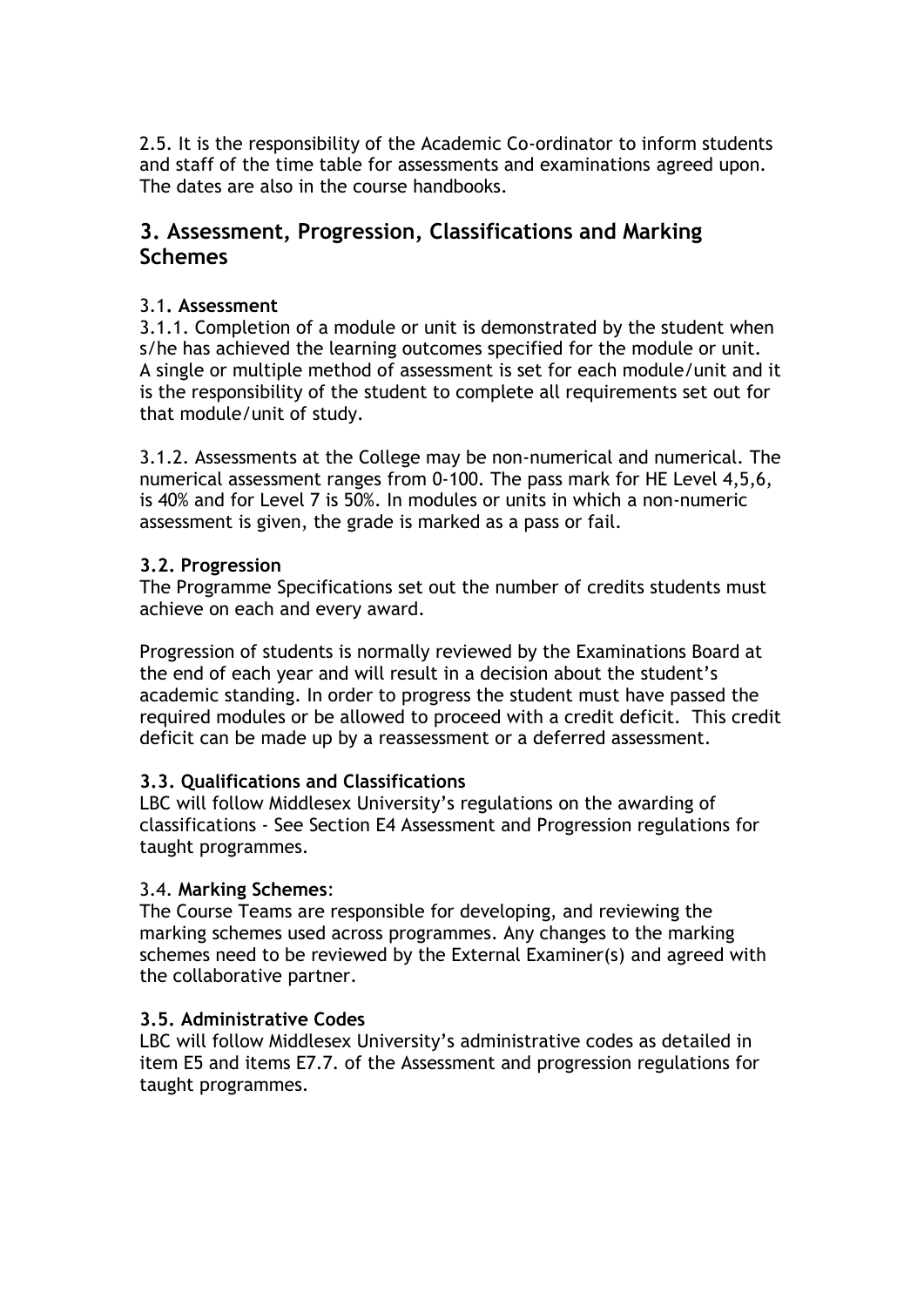2.5. It is the responsibility of the Academic Co-ordinator to inform students and staff of the time table for assessments and examinations agreed upon. The dates are also in the course handbooks.

## 3. Assessment, Progression, Classifications and Marking Schemes

### 3.1. **Assessment**

3.1.1. Completion of a module or unit is demonstrated by the student when s/he has achieved the learning outcomes specified for the module or unit. A single or multiple method of assessment is set for each module/unit and it is the responsibility of the student to complete all requirements set out for that module/unit of study.

3.1.2. Assessments at the College may be non-numerical and numerical. The numerical assessment ranges from 0-100. The pass mark for HE Level 4,5,6, is 40% and for Level 7 is 50%. In modules or units in which a non-numeric assessment is given, the grade is marked as a pass or fail.

### **3.2. Progression**

The Programme Specifications set out the number of credits students must achieve on each and every award.

Progression of students is normally reviewed by the Examinations Board at the end of each year and will result in a decision about the student's academic standing. In order to progress the student must have passed the required modules or be allowed to proceed with a credit deficit. This credit deficit can be made up by a reassessment or a deferred assessment.

### **3.3. Qualifications and Classifications**

LBC will follow Middlesex University's regulations on the awarding of classifications - See Section E4 Assessment and Progression regulations for taught programmes.

### 3.4. **Marking Schemes**:

The Course Teams are responsible for developing, and reviewing the marking schemes used across programmes. Any changes to the marking schemes need to be reviewed by the External Examiner(s) and agreed with the collaborative partner.

### **3.5. Administrative Codes**

LBC will follow Middlesex University's administrative codes as detailed in item E5 and items E7.7. of the Assessment and progression regulations for taught programmes.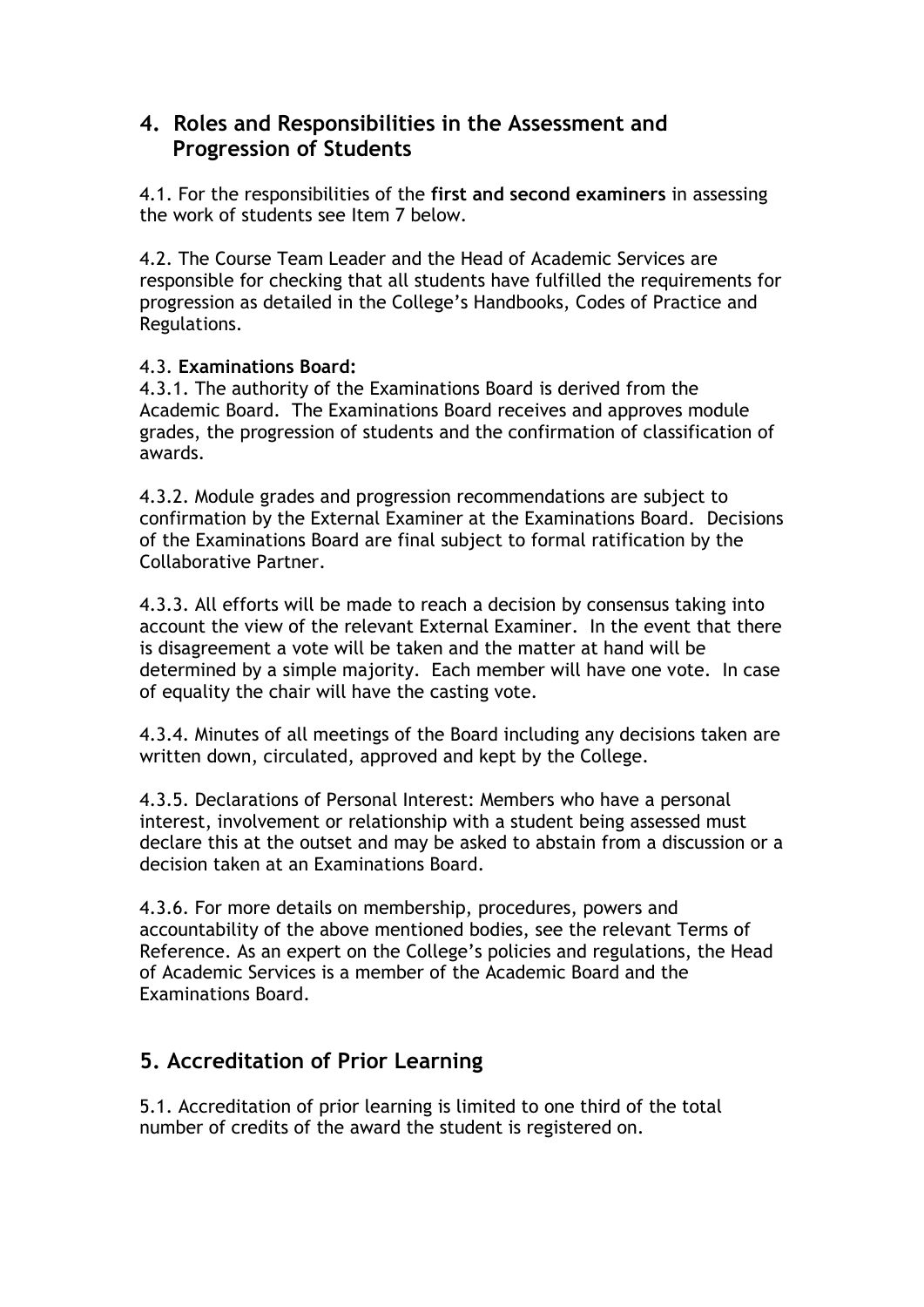## 4. Roles and Responsibilities in the Assessment and Progression of Students

4.1. For the responsibilities of the **first and second examiners** in assessing the work of students see Item 7 below.

4.2. The Course Team Leader and the Head of Academic Services are responsible for checking that all students have fulfilled the requirements for progression as detailed in the College's Handbooks, Codes of Practice and Regulations.

4.3. **Examinations Board:**
4.3.1. The authority of the Examinations Board is derived from the Academic Board. The Examinations Board receives and approves module grades, the progression of students and the confirmation of classification of awards.

4.3.2. Module grades and progression recommendations are subject to confirmation by the External Examiner at the Examinations Board. Decisions of the Examinations Board are final subject to formal ratification by the Collaborative Partner.

4.3.3. All efforts will be made to reach a decision by consensus taking into account the view of the relevant External Examiner. In the event that there is disagreement a vote will be taken and the matter at hand will be determined by a simple majority. Each member will have one vote. In case of equality the chair will have the casting vote.

4.3.4. Minutes of all meetings of the Board including any decisions taken are written down, circulated, approved and kept by the College.

4.3.5. Declarations of Personal Interest: Members who have a personal interest, involvement or relationship with a student being assessed must declare this at the outset and may be asked to abstain from a discussion or a decision taken at an Examinations Board.

4.3.6. For more details on membership, procedures, powers and accountability of the above mentioned bodies, see the relevant Terms of Reference. As an expert on the College's policies and regulations, the Head of Academic Services is a member of the Academic Board and the Examinations Board.

## 5. Accreditation of Prior Learning

5.1. Accreditation of prior learning is limited to one third of the total number of credits of the award the student is registered on.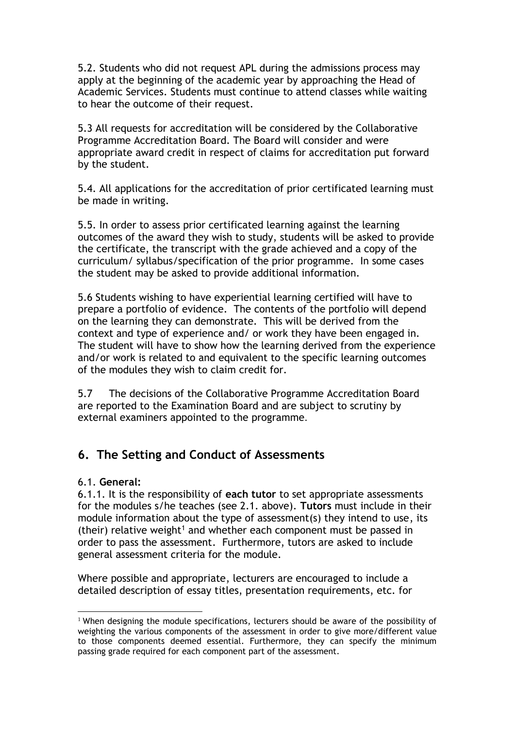5.2. Students who did not request APL during the admissions process may apply at the beginning of the academic year by approaching the Head of Academic Services. Students must continue to attend classes while waiting to hear the outcome of their request.

5.3 All requests for accreditation will be considered by the Collaborative Programme Accreditation Board. The Board will consider and were appropriate award credit in respect of claims for accreditation put forward by the student.

5.4. All applications for the accreditation of prior certificated learning must be made in writing.

5.5. In order to assess prior certificated learning against the learning outcomes of the award they wish to study, students will be asked to provide the certificate, the transcript with the grade achieved and a copy of the curriculum/ syllabus/specification of the prior programme. In some cases the student may be asked to provide additional information.

5.6 Students wishing to have experiential learning certified will have to prepare a portfolio of evidence. The contents of the portfolio will depend on the learning they can demonstrate. This will be derived from the context and type of experience and/ or work they have been engaged in. The student will have to show how the learning derived from the experience and/or work is related to and equivalent to the specific learning outcomes of the modules they wish to claim credit for.

5.7 The decisions of the Collaborative Programme Accreditation Board are reported to the Examination Board and are subject to scrutiny by external examiners appointed to the programme.

## 6. The Setting and Conduct of Assessments

6.1. **General:**

6.1.1. It is the responsibility of **each tutor** to set appropriate assessments for the modules s/he teaches (see 2.1. above). **Tutors** must include in their module information about the type of assessment(s) they intend to use, its (their) relative weight[1] and whether each component must be passed in order to pass the assessment. Furthermore, tutors are asked to include general assessment criteria for the module.

Where possible and appropriate, lecturers are encouraged to include a detailed description of essay titles, presentation requirements, etc. for

[1] When designing the module specifications, lecturers should be aware of the possibility of weighting the various components of the assessment in order to give more/different value to those components deemed essential. Furthermore, they can specify the minimum passing grade required for each component part of the assessment.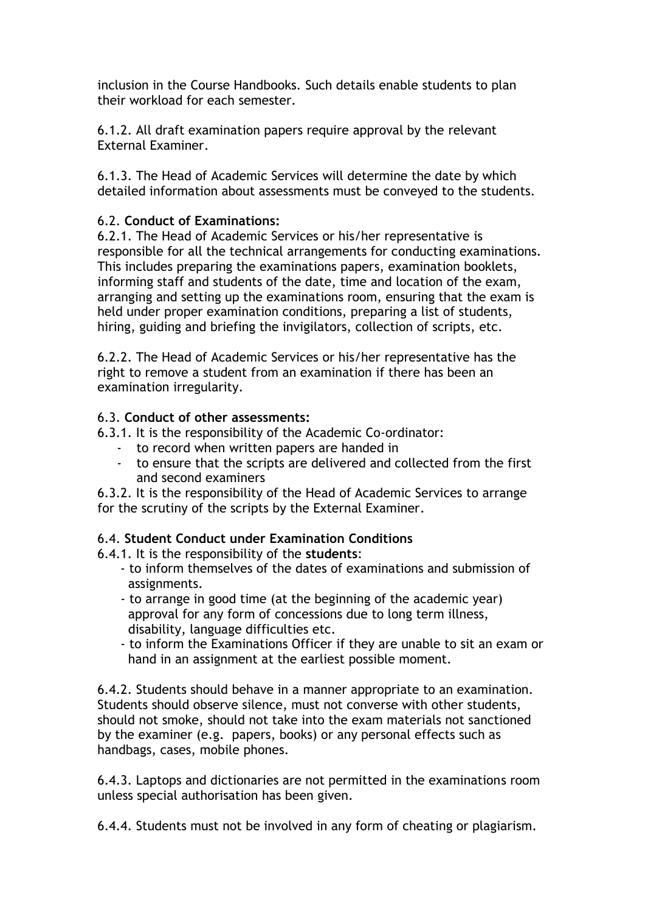inclusion in the Course Handbooks. Such details enable students to plan their workload for each semester.

6.1.2. All draft examination papers require approval by the relevant External Examiner.

6.1.3. The Head of Academic Services will determine the date by which detailed information about assessments must be conveyed to the students.

6.2. **Conduct of Examinations:**

6.2.1. The Head of Academic Services or his/her representative is responsible for all the technical arrangements for conducting examinations. This includes preparing the examinations papers, examination booklets, informing staff and students of the date, time and location of the exam, arranging and setting up the examinations room, ensuring that the exam is held under proper examination conditions, preparing a list of students, hiring, guiding and briefing the invigilators, collection of scripts, etc.

6.2.2. The Head of Academic Services or his/her representative has the right to remove a student from an examination if there has been an examination irregularity.

6.3. **Conduct of other assessments:**

6.3.1. It is the responsibility of the Academic Co-ordinator:

- to record when written papers are handed in
- to ensure that the scripts are delivered and collected from the first and second examiners

6.3.2. It is the responsibility of the Head of Academic Services to arrange for the scrutiny of the scripts by the External Examiner.

6.4. **Student Conduct under Examination Conditions**

6.4.1. It is the responsibility of the **students**:

- to inform themselves of the dates of examinations and submission of assignments.
- to arrange in good time (at the beginning of the academic year) approval for any form of concessions due to long term illness, disability, language difficulties etc.
- to inform the Examinations Officer if they are unable to sit an exam or hand in an assignment at the earliest possible moment.

6.4.2. Students should behave in a manner appropriate to an examination. Students should observe silence, must not converse with other students, should not smoke, should not take into the exam materials not sanctioned by the examiner (e.g. papers, books) or any personal effects such as handbags, cases, mobile phones.

6.4.3. Laptops and dictionaries are not permitted in the examinations room unless special authorisation has been given.

6.4.4. Students must not be involved in any form of cheating or plagiarism.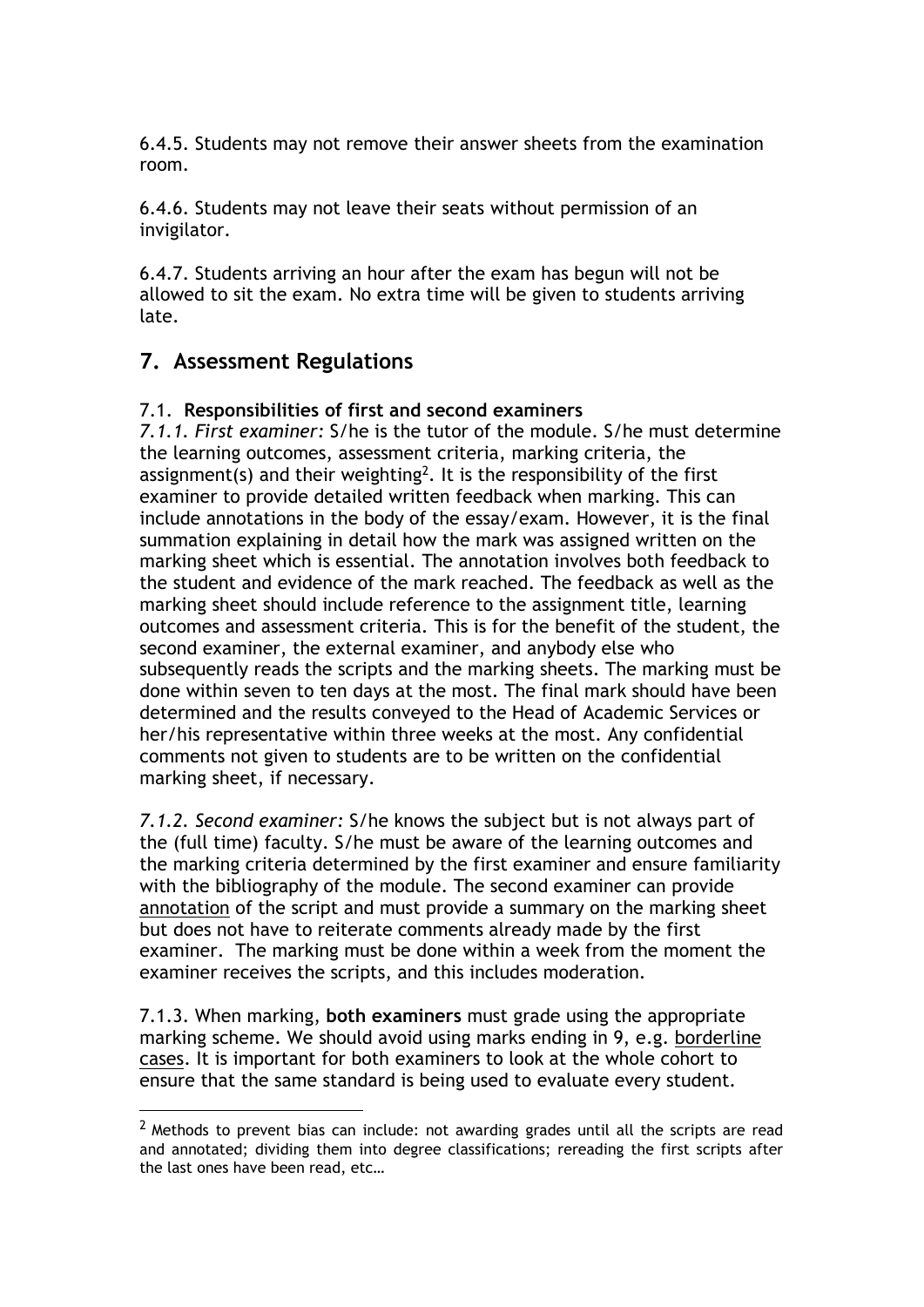6.4.5. Students may not remove their answer sheets from the examination room.

6.4.6. Students may not leave their seats without permission of an invigilator.

6.4.7. Students arriving an hour after the exam has begun will not be allowed to sit the exam. No extra time will be given to students arriving late.

## 7. Assessment Regulations

7.1. **Responsibilities of first and second examiners**

*7.1.1. First examiner:* S/he is the tutor of the module. S/he must determine the learning outcomes, assessment criteria, marking criteria, the assignment(s) and their weighting[2]. It is the responsibility of the first examiner to provide detailed written feedback when marking. This can include annotations in the body of the essay/exam. However, it is the final summation explaining in detail how the mark was assigned written on the marking sheet which is essential. The annotation involves both feedback to the student and evidence of the mark reached. The feedback as well as the marking sheet should include reference to the assignment title, learning outcomes and assessment criteria. This is for the benefit of the student, the second examiner, the external examiner, and anybody else who subsequently reads the scripts and the marking sheets. The marking must be done within seven to ten days at the most. The final mark should have been determined and the results conveyed to the Head of Academic Services or her/his representative within three weeks at the most. Any confidential comments not given to students are to be written on the confidential marking sheet, if necessary.

*7.1.2. Second examiner:* S/he knows the subject but is not always part of the (full time) faculty. S/he must be aware of the learning outcomes and the marking criteria determined by the first examiner and ensure familiarity with the bibliography of the module. The second examiner can provide annotation of the script and must provide a summary on the marking sheet but does not have to reiterate comments already made by the first examiner. The marking must be done within a week from the moment the examiner receives the scripts, and this includes moderation.

7.1.3. When marking, **both examiners** must grade using the appropriate marking scheme. We should avoid using marks ending in 9, e.g. borderline cases. It is important for both examiners to look at the whole cohort to ensure that the same standard is being used to evaluate every student.

[2] Methods to prevent bias can include: not awarding grades until all the scripts are read and annotated; dividing them into degree classifications; rereading the first scripts after the last ones have been read, etc…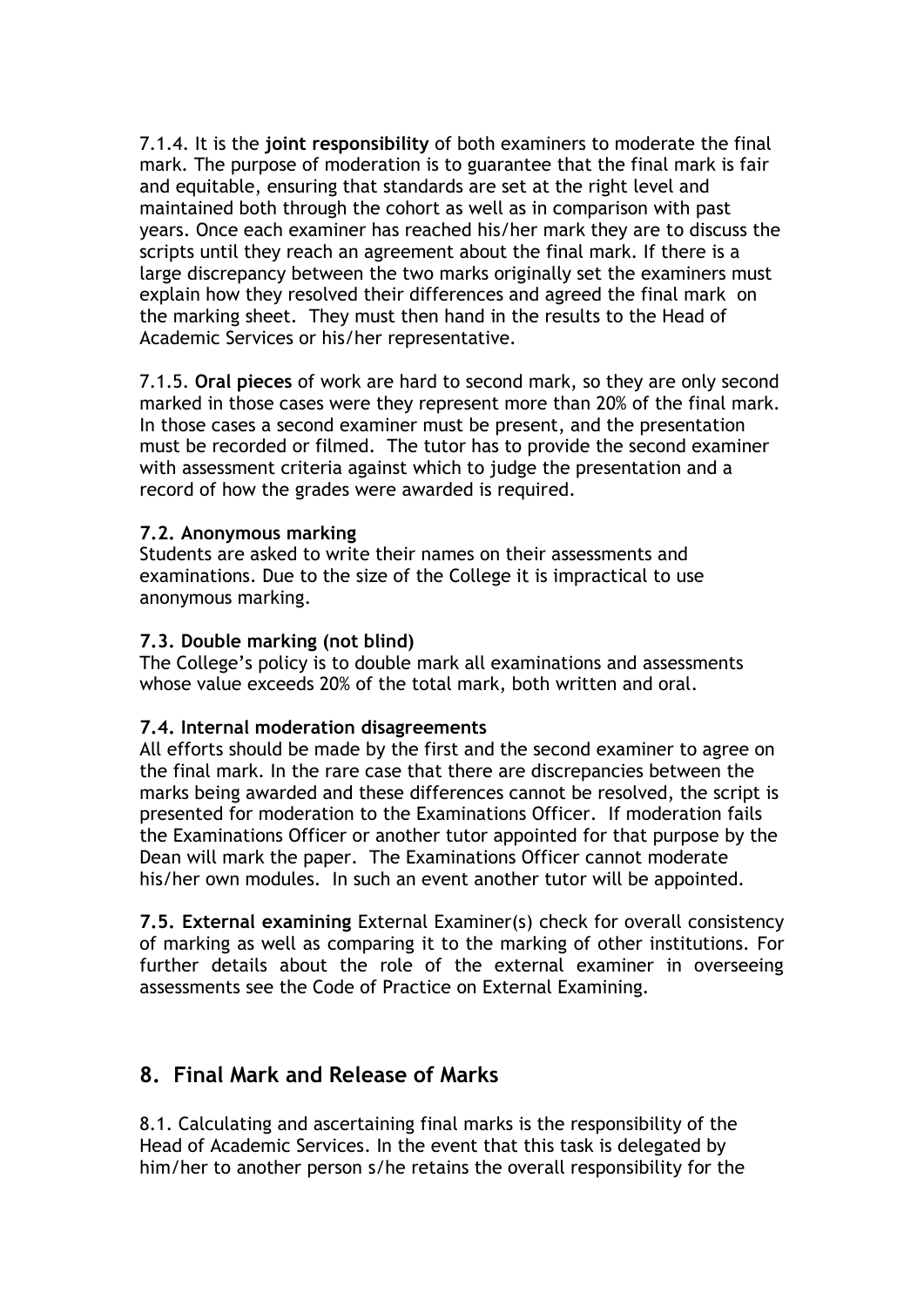7.1.4. It is the **joint responsibility** of both examiners to moderate the final mark. The purpose of moderation is to guarantee that the final mark is fair and equitable, ensuring that standards are set at the right level and maintained both through the cohort as well as in comparison with past years. Once each examiner has reached his/her mark they are to discuss the scripts until they reach an agreement about the final mark. If there is a large discrepancy between the two marks originally set the examiners must explain how they resolved their differences and agreed the final mark on the marking sheet. They must then hand in the results to the Head of Academic Services or his/her representative.

7.1.5. **Oral pieces** of work are hard to second mark, so they are only second marked in those cases were they represent more than 20% of the final mark. In those cases a second examiner must be present, and the presentation must be recorded or filmed. The tutor has to provide the second examiner with assessment criteria against which to judge the presentation and a record of how the grades were awarded is required.

**7.2. Anonymous marking**
Students are asked to write their names on their assessments and examinations. Due to the size of the College it is impractical to use anonymous marking.

**7.3. Double marking (not blind)**
The College's policy is to double mark all examinations and assessments whose value exceeds 20% of the total mark, both written and oral.

**7.4. Internal moderation disagreements**
All efforts should be made by the first and the second examiner to agree on the final mark. In the rare case that there are discrepancies between the marks being awarded and these differences cannot be resolved, the script is presented for moderation to the Examinations Officer. If moderation fails the Examinations Officer or another tutor appointed for that purpose by the Dean will mark the paper. The Examinations Officer cannot moderate his/her own modules. In such an event another tutor will be appointed.

**7.5. External examining** External Examiner(s) check for overall consistency of marking as well as comparing it to the marking of other institutions. For further details about the role of the external examiner in overseeing assessments see the Code of Practice on External Examining.

## 8. Final Mark and Release of Marks

8.1. Calculating and ascertaining final marks is the responsibility of the Head of Academic Services. In the event that this task is delegated by him/her to another person s/he retains the overall responsibility for the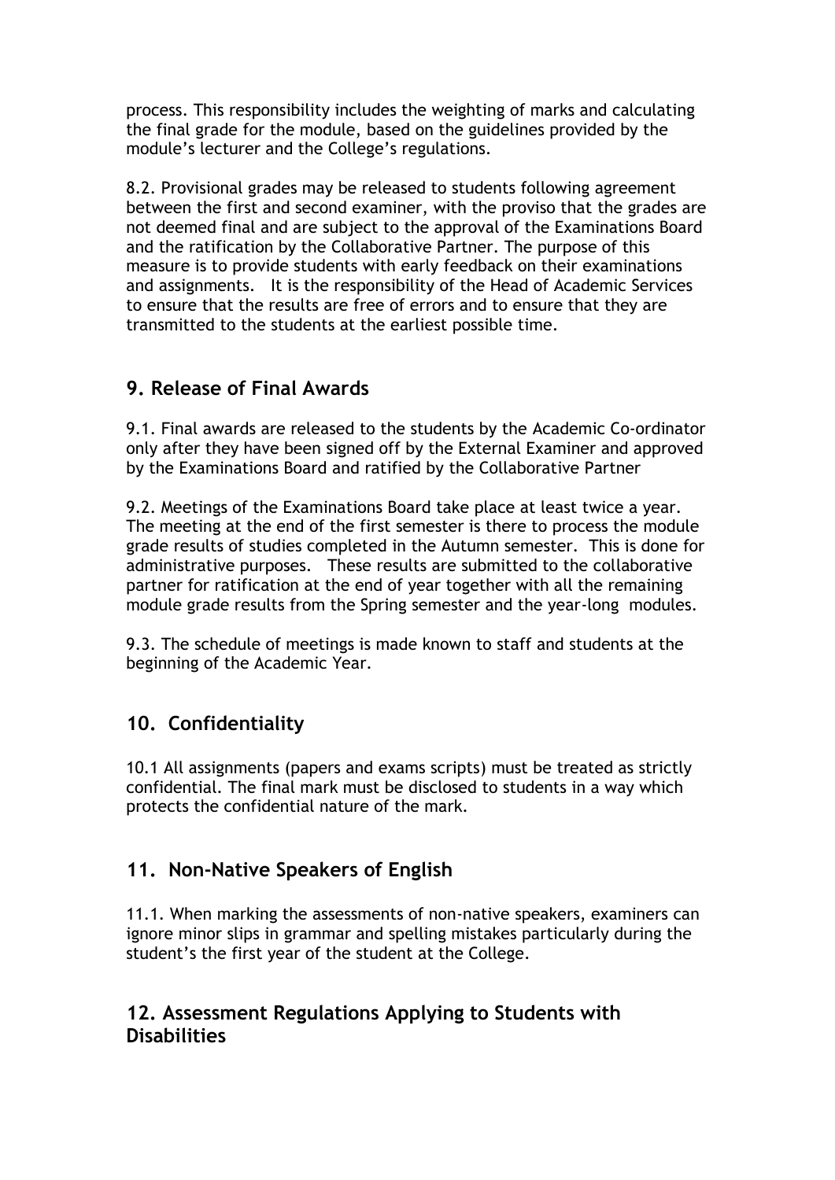process. This responsibility includes the weighting of marks and calculating the final grade for the module, based on the guidelines provided by the module's lecturer and the College's regulations.

8.2. Provisional grades may be released to students following agreement between the first and second examiner, with the proviso that the grades are not deemed final and are subject to the approval of the Examinations Board and the ratification by the Collaborative Partner. The purpose of this measure is to provide students with early feedback on their examinations and assignments. It is the responsibility of the Head of Academic Services to ensure that the results are free of errors and to ensure that they are transmitted to the students at the earliest possible time.

## 9. Release of Final Awards

9.1. Final awards are released to the students by the Academic Co-ordinator only after they have been signed off by the External Examiner and approved by the Examinations Board and ratified by the Collaborative Partner

9.2. Meetings of the Examinations Board take place at least twice a year. The meeting at the end of the first semester is there to process the module grade results of studies completed in the Autumn semester. This is done for administrative purposes. These results are submitted to the collaborative partner for ratification at the end of year together with all the remaining module grade results from the Spring semester and the year-long modules.

9.3. The schedule of meetings is made known to staff and students at the beginning of the Academic Year.

## 10. Confidentiality

10.1 All assignments (papers and exams scripts) must be treated as strictly confidential. The final mark must be disclosed to students in a way which protects the confidential nature of the mark.

## 11. Non-Native Speakers of English

11.1. When marking the assessments of non-native speakers, examiners can ignore minor slips in grammar and spelling mistakes particularly during the student's the first year of the student at the College.

## 12. Assessment Regulations Applying to Students with Disabilities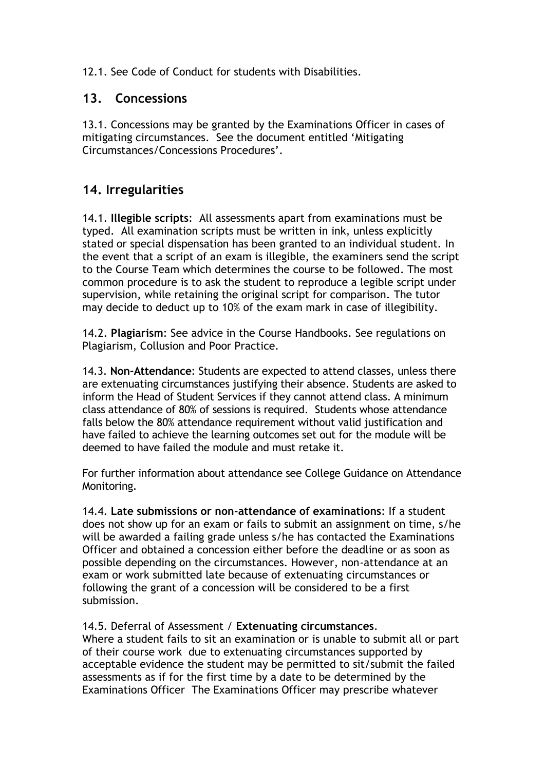12.1. See Code of Conduct for students with Disabilities.

## 13. Concessions

13.1. Concessions may be granted by the Examinations Officer in cases of mitigating circumstances. See the document entitled 'Mitigating Circumstances/Concessions Procedures'.

## 14. Irregularities

14.1. **Illegible scripts**: All assessments apart from examinations must be typed. All examination scripts must be written in ink, unless explicitly stated or special dispensation has been granted to an individual student. In the event that a script of an exam is illegible, the examiners send the script to the Course Team which determines the course to be followed. The most common procedure is to ask the student to reproduce a legible script under supervision, while retaining the original script for comparison. The tutor may decide to deduct up to 10% of the exam mark in case of illegibility.

14.2. **Plagiarism**: See advice in the Course Handbooks. See regulations on Plagiarism, Collusion and Poor Practice.

14.3. **Non-Attendance**: Students are expected to attend classes, unless there are extenuating circumstances justifying their absence. Students are asked to inform the Head of Student Services if they cannot attend class. A minimum class attendance of 80% of sessions is required. Students whose attendance falls below the 80% attendance requirement without valid justification and have failed to achieve the learning outcomes set out for the module will be deemed to have failed the module and must retake it.

For further information about attendance see College Guidance on Attendance Monitoring.

14.4. **Late submissions or non-attendance of examinations**: If a student does not show up for an exam or fails to submit an assignment on time, s/he will be awarded a failing grade unless s/he has contacted the Examinations Officer and obtained a concession either before the deadline or as soon as possible depending on the circumstances. However, non-attendance at an exam or work submitted late because of extenuating circumstances or following the grant of a concession will be considered to be a first submission.

14.5. Deferral of Assessment / **Extenuating circumstances**.
Where a student fails to sit an examination or is unable to submit all or part of their course work due to extenuating circumstances supported by acceptable evidence the student may be permitted to sit/submit the failed assessments as if for the first time by a date to be determined by the Examinations Officer The Examinations Officer may prescribe whatever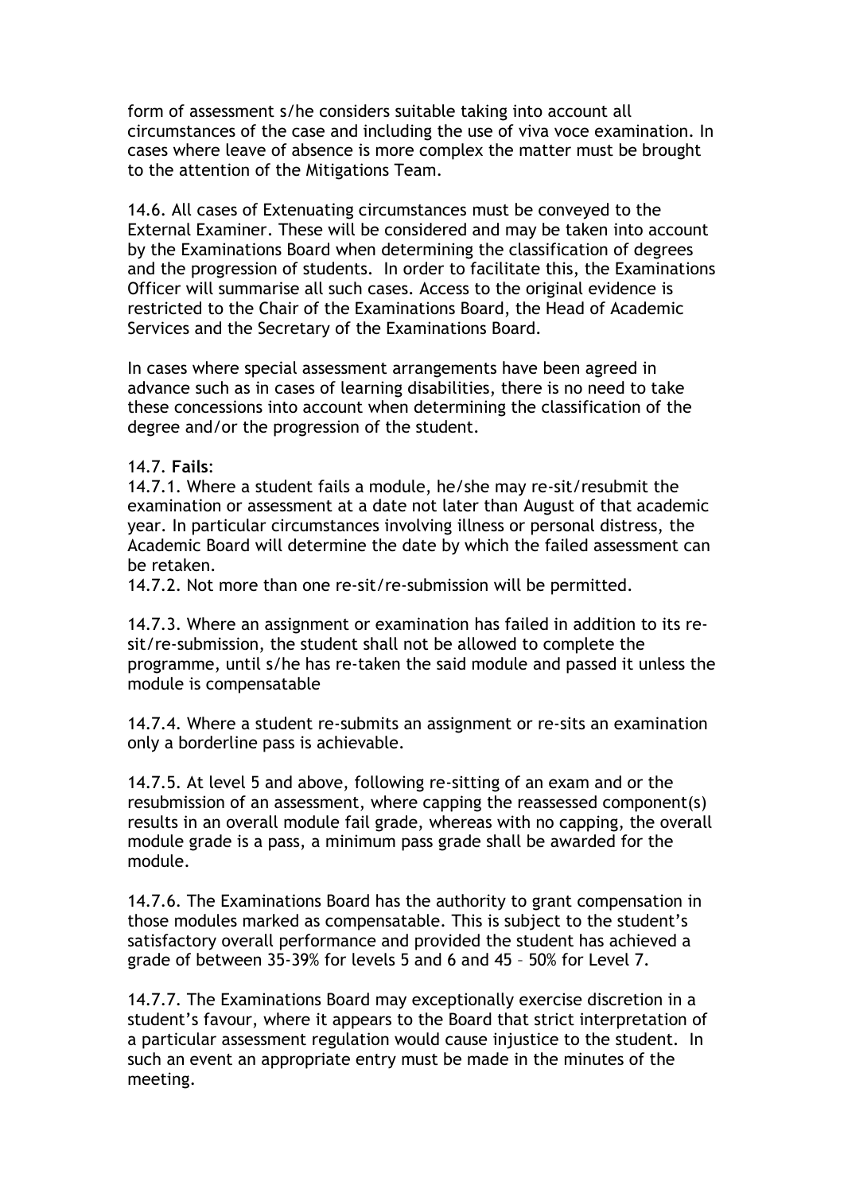form of assessment s/he considers suitable taking into account all circumstances of the case and including the use of viva voce examination. In cases where leave of absence is more complex the matter must be brought to the attention of the Mitigations Team.

14.6. All cases of Extenuating circumstances must be conveyed to the External Examiner. These will be considered and may be taken into account by the Examinations Board when determining the classification of degrees and the progression of students. In order to facilitate this, the Examinations Officer will summarise all such cases. Access to the original evidence is restricted to the Chair of the Examinations Board, the Head of Academic Services and the Secretary of the Examinations Board.

In cases where special assessment arrangements have been agreed in advance such as in cases of learning disabilities, there is no need to take these concessions into account when determining the classification of the degree and/or the progression of the student.

14.7. **Fails**:

14.7.1. Where a student fails a module, he/she may re-sit/resubmit the examination or assessment at a date not later than August of that academic year. In particular circumstances involving illness or personal distress, the Academic Board will determine the date by which the failed assessment can be retaken.

14.7.2. Not more than one re-sit/re-submission will be permitted.

14.7.3. Where an assignment or examination has failed in addition to its re-sit/re-submission, the student shall not be allowed to complete the programme, until s/he has re-taken the said module and passed it unless the module is compensatable

14.7.4. Where a student re-submits an assignment or re-sits an examination only a borderline pass is achievable.

14.7.5. At level 5 and above, following re-sitting of an exam and or the resubmission of an assessment, where capping the reassessed component(s) results in an overall module fail grade, whereas with no capping, the overall module grade is a pass, a minimum pass grade shall be awarded for the module.

14.7.6. The Examinations Board has the authority to grant compensation in those modules marked as compensatable. This is subject to the student's satisfactory overall performance and provided the student has achieved a grade of between 35-39% for levels 5 and 6 and 45 – 50% for Level 7.

14.7.7. The Examinations Board may exceptionally exercise discretion in a student's favour, where it appears to the Board that strict interpretation of a particular assessment regulation would cause injustice to the student. In such an event an appropriate entry must be made in the minutes of the meeting.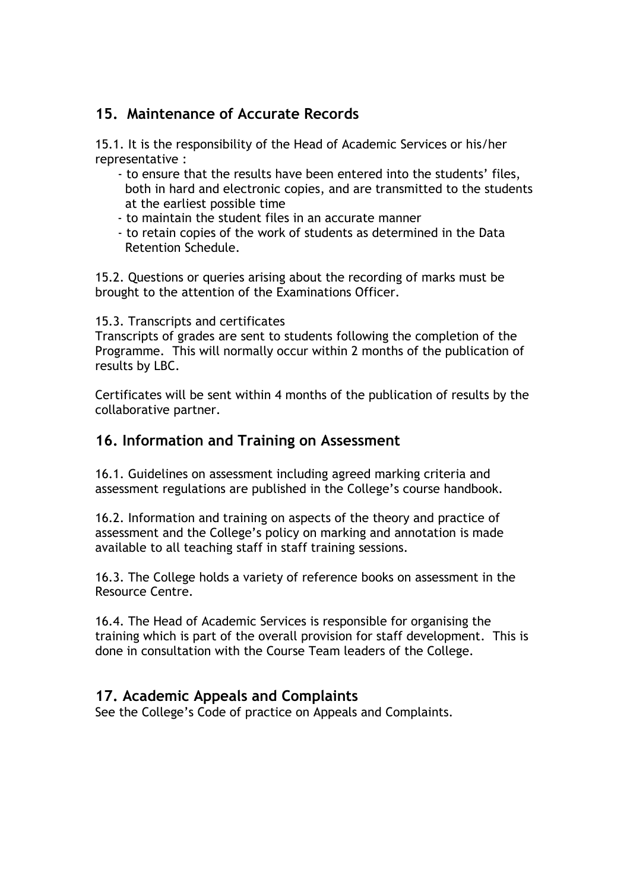## 15. Maintenance of Accurate Records

15.1. It is the responsibility of the Head of Academic Services or his/her representative :

- to ensure that the results have been entered into the students' files, both in hard and electronic copies, and are transmitted to the students at the earliest possible time
- to maintain the student files in an accurate manner
- to retain copies of the work of students as determined in the Data Retention Schedule.

15.2. Questions or queries arising about the recording of marks must be brought to the attention of the Examinations Officer.

15.3. Transcripts and certificates
Transcripts of grades are sent to students following the completion of the Programme. This will normally occur within 2 months of the publication of results by LBC.

Certificates will be sent within 4 months of the publication of results by the collaborative partner.

## 16. Information and Training on Assessment

16.1. Guidelines on assessment including agreed marking criteria and assessment regulations are published in the College's course handbook.

16.2. Information and training on aspects of the theory and practice of assessment and the College's policy on marking and annotation is made available to all teaching staff in staff training sessions.

16.3. The College holds a variety of reference books on assessment in the Resource Centre.

16.4. The Head of Academic Services is responsible for organising the training which is part of the overall provision for staff development. This is done in consultation with the Course Team leaders of the College.

## 17. Academic Appeals and Complaints

See the College's Code of practice on Appeals and Complaints.